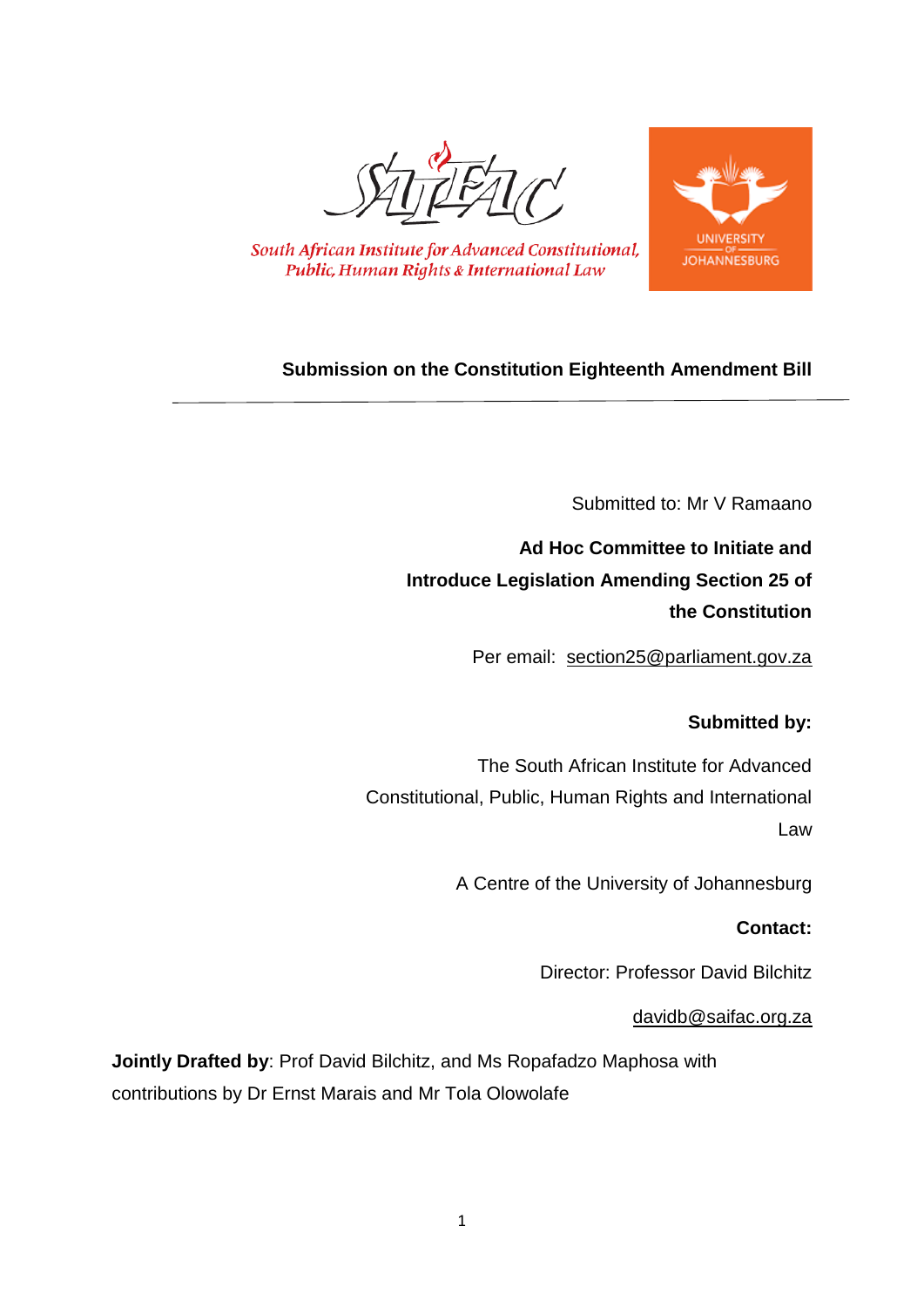South African Institute for Advanced Constitutional, Public, Human Rights & International Law

UNIVERSITY OF JOHANNESBURG

# Submission on the Constitution Eighteenth Amendment Bill

---

Submitted to: Mr V Ramaano

**Ad Hoc Committee to Initiate and Introduce Legislation Amending Section 25 of the Constitution**

Per email: section25@parliament.gov.za

**Submitted by:**

The South African Institute for Advanced Constitutional, Public, Human Rights and International Law

A Centre of the University of Johannesburg

**Contact:**

Director: Professor David Bilchitz

davidb@saifac.org.za

**Jointly Drafted by**: Prof David Bilchitz, and Ms Ropafadzo Maphosa with contributions by Dr Ernst Marais and Mr Tola Olowolafe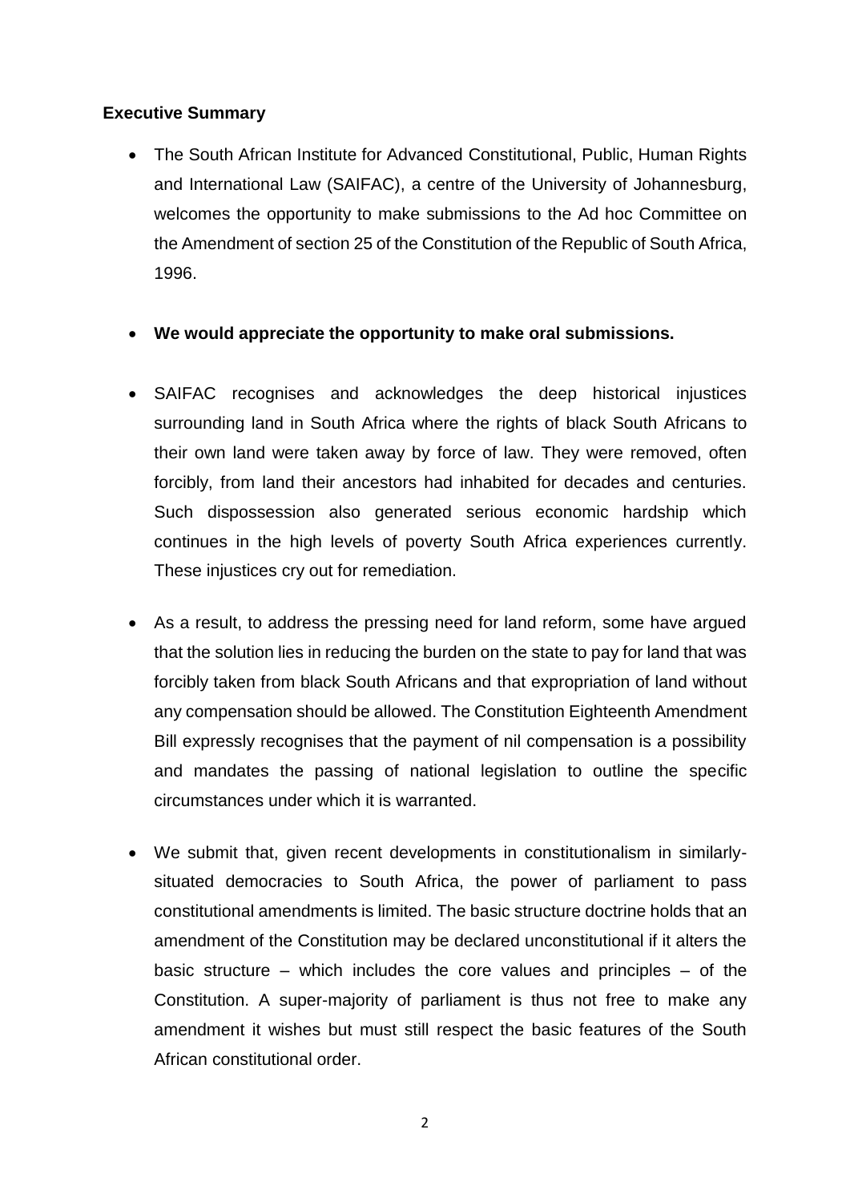**Executive Summary**

- The South African Institute for Advanced Constitutional, Public, Human Rights and International Law (SAIFAC), a centre of the University of Johannesburg, welcomes the opportunity to make submissions to the Ad hoc Committee on the Amendment of section 25 of the Constitution of the Republic of South Africa, 1996.

- **We would appreciate the opportunity to make oral submissions.**

- SAIFAC recognises and acknowledges the deep historical injustices surrounding land in South Africa where the rights of black South Africans to their own land were taken away by force of law. They were removed, often forcibly, from land their ancestors had inhabited for decades and centuries. Such dispossession also generated serious economic hardship which continues in the high levels of poverty South Africa experiences currently. These injustices cry out for remediation.

- As a result, to address the pressing need for land reform, some have argued that the solution lies in reducing the burden on the state to pay for land that was forcibly taken from black South Africans and that expropriation of land without any compensation should be allowed. The Constitution Eighteenth Amendment Bill expressly recognises that the payment of nil compensation is a possibility and mandates the passing of national legislation to outline the specific circumstances under which it is warranted.

- We submit that, given recent developments in constitutionalism in similarly-situated democracies to South Africa, the power of parliament to pass constitutional amendments is limited. The basic structure doctrine holds that an amendment of the Constitution may be declared unconstitutional if it alters the basic structure – which includes the core values and principles – of the Constitution. A super-majority of parliament is thus not free to make any amendment it wishes but must still respect the basic features of the South African constitutional order.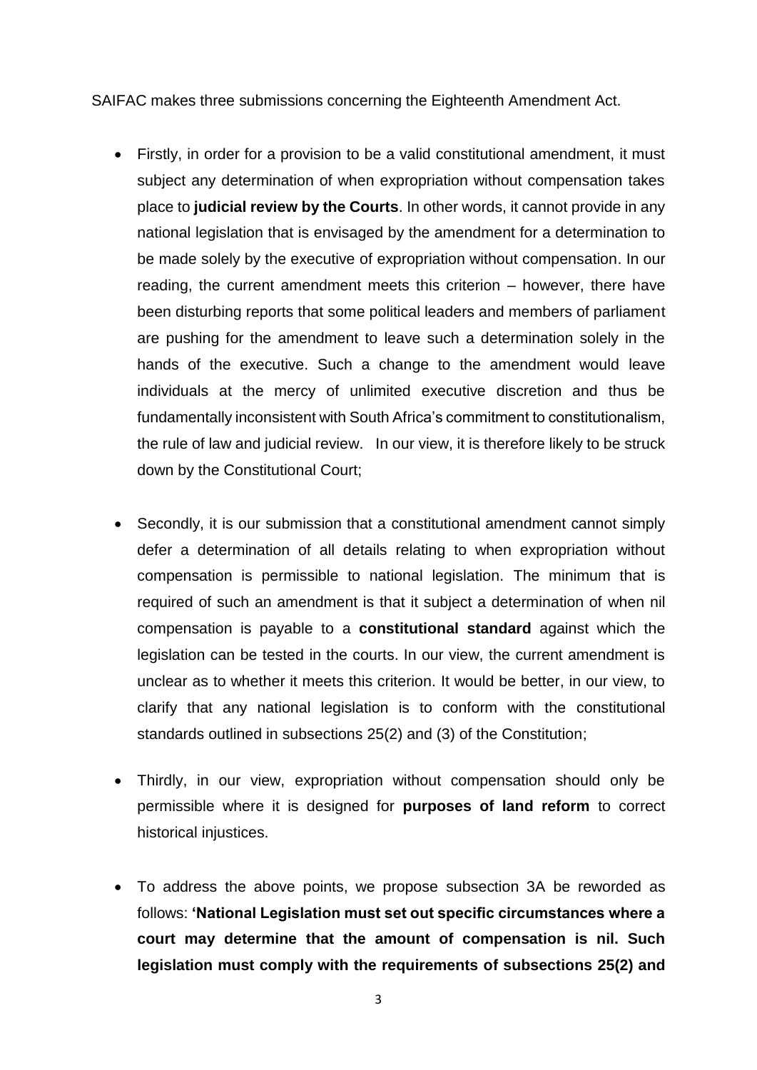SAIFAC makes three submissions concerning the Eighteenth Amendment Act.

- Firstly, in order for a provision to be a valid constitutional amendment, it must subject any determination of when expropriation without compensation takes place to **judicial review by the Courts**. In other words, it cannot provide in any national legislation that is envisaged by the amendment for a determination to be made solely by the executive of expropriation without compensation. In our reading, the current amendment meets this criterion – however, there have been disturbing reports that some political leaders and members of parliament are pushing for the amendment to leave such a determination solely in the hands of the executive. Such a change to the amendment would leave individuals at the mercy of unlimited executive discretion and thus be fundamentally inconsistent with South Africa's commitment to constitutionalism, the rule of law and judicial review. In our view, it is therefore likely to be struck down by the Constitutional Court;

- Secondly, it is our submission that a constitutional amendment cannot simply defer a determination of all details relating to when expropriation without compensation is permissible to national legislation. The minimum that is required of such an amendment is that it subject a determination of when nil compensation is payable to a **constitutional standard** against which the legislation can be tested in the courts. In our view, the current amendment is unclear as to whether it meets this criterion. It would be better, in our view, to clarify that any national legislation is to conform with the constitutional standards outlined in subsections 25(2) and (3) of the Constitution;

- Thirdly, in our view, expropriation without compensation should only be permissible where it is designed for **purposes of land reform** to correct historical injustices.

- To address the above points, we propose subsection 3A be reworded as follows: **'National Legislation must set out specific circumstances where a court may determine that the amount of compensation is nil. Such legislation must comply with the requirements of subsections 25(2) and**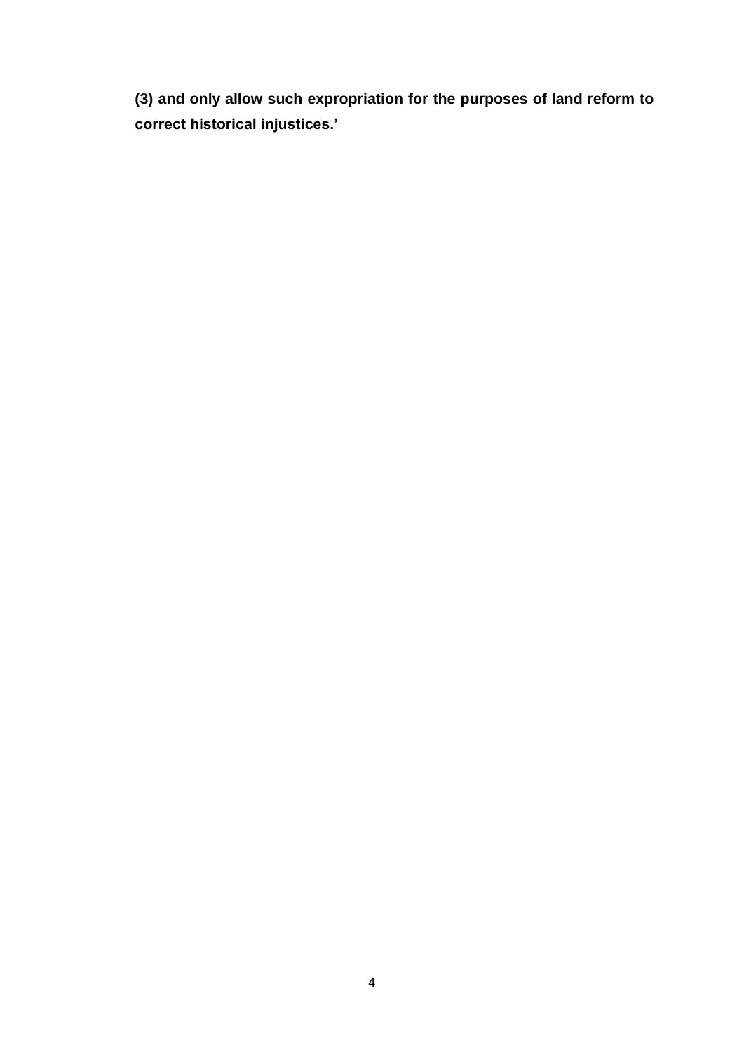**(3) and only allow such expropriation for the purposes of land reform to correct historical injustices.'**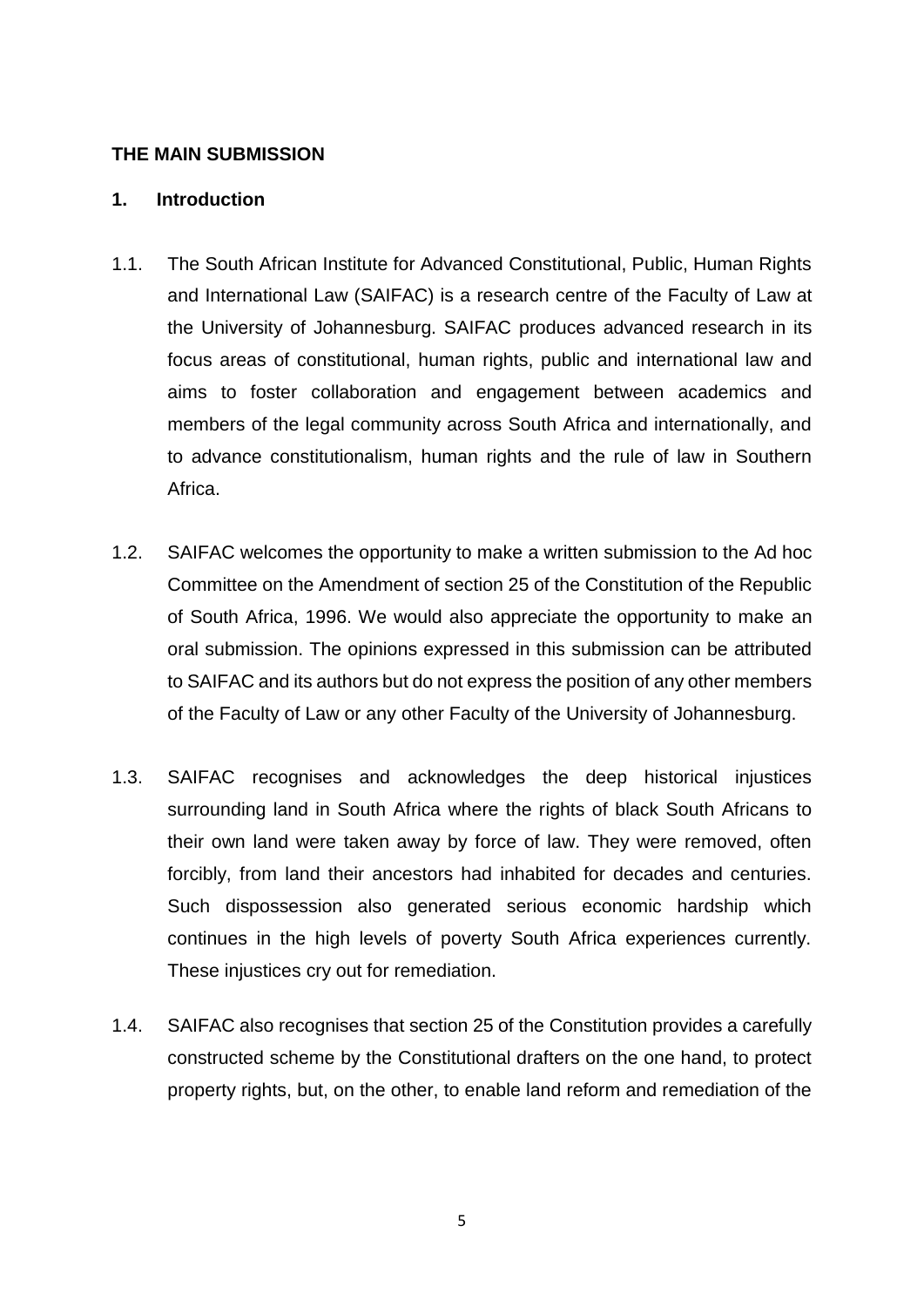**THE MAIN SUBMISSION**

**1. Introduction**

1.1. The South African Institute for Advanced Constitutional, Public, Human Rights and International Law (SAIFAC) is a research centre of the Faculty of Law at the University of Johannesburg. SAIFAC produces advanced research in its focus areas of constitutional, human rights, public and international law and aims to foster collaboration and engagement between academics and members of the legal community across South Africa and internationally, and to advance constitutionalism, human rights and the rule of law in Southern Africa.

1.2. SAIFAC welcomes the opportunity to make a written submission to the Ad hoc Committee on the Amendment of section 25 of the Constitution of the Republic of South Africa, 1996. We would also appreciate the opportunity to make an oral submission. The opinions expressed in this submission can be attributed to SAIFAC and its authors but do not express the position of any other members of the Faculty of Law or any other Faculty of the University of Johannesburg.

1.3. SAIFAC recognises and acknowledges the deep historical injustices surrounding land in South Africa where the rights of black South Africans to their own land were taken away by force of law. They were removed, often forcibly, from land their ancestors had inhabited for decades and centuries. Such dispossession also generated serious economic hardship which continues in the high levels of poverty South Africa experiences currently. These injustices cry out for remediation.

1.4. SAIFAC also recognises that section 25 of the Constitution provides a carefully constructed scheme by the Constitutional drafters on the one hand, to protect property rights, but, on the other, to enable land reform and remediation of the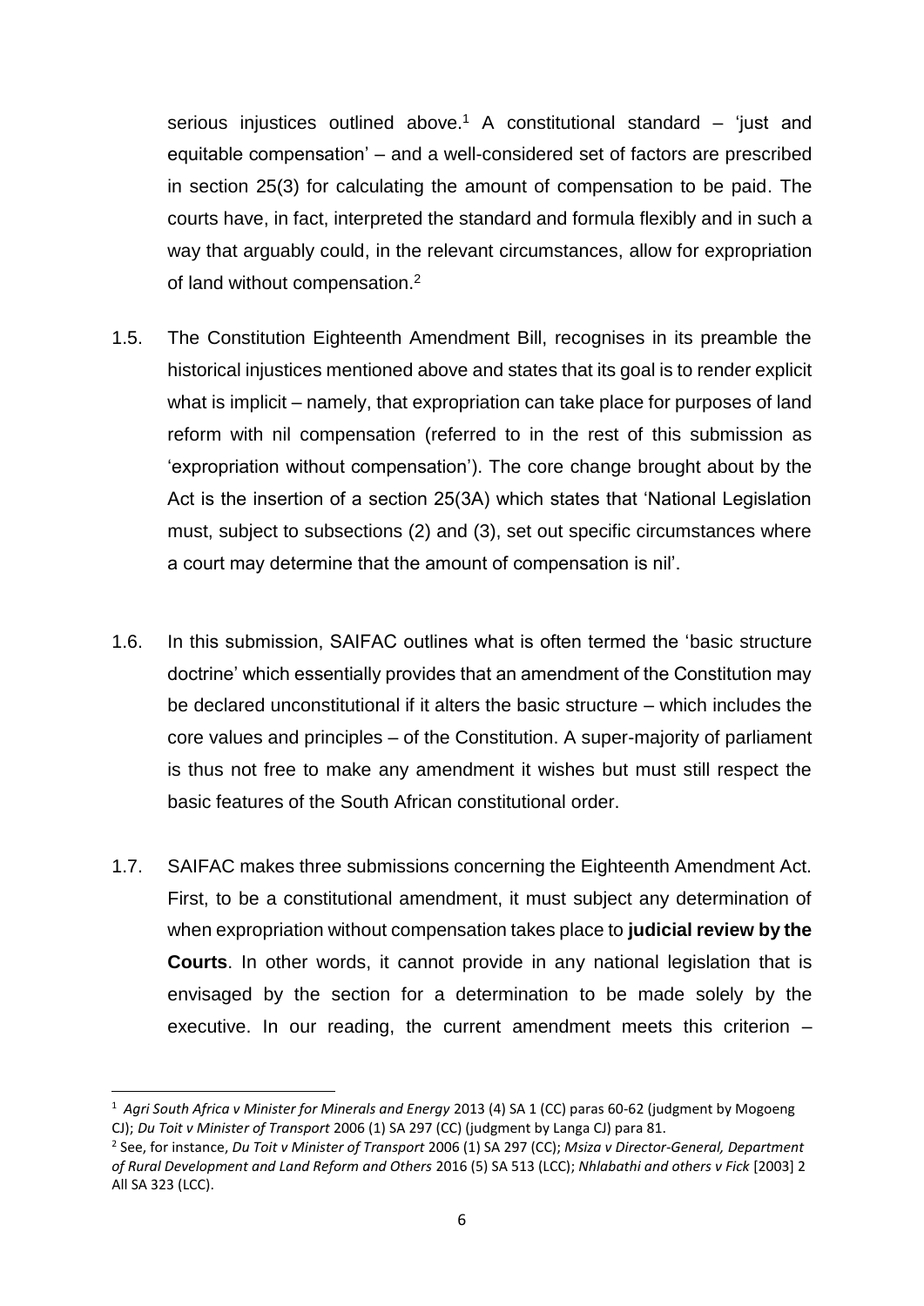serious injustices outlined above.[1] A constitutional standard – 'just and equitable compensation' – and a well-considered set of factors are prescribed in section 25(3) for calculating the amount of compensation to be paid. The courts have, in fact, interpreted the standard and formula flexibly and in such a way that arguably could, in the relevant circumstances, allow for expropriation of land without compensation.[2]

1.5. The Constitution Eighteenth Amendment Bill, recognises in its preamble the historical injustices mentioned above and states that its goal is to render explicit what is implicit – namely, that expropriation can take place for purposes of land reform with nil compensation (referred to in the rest of this submission as 'expropriation without compensation'). The core change brought about by the Act is the insertion of a section 25(3A) which states that 'National Legislation must, subject to subsections (2) and (3), set out specific circumstances where a court may determine that the amount of compensation is nil'.

1.6. In this submission, SAIFAC outlines what is often termed the 'basic structure doctrine' which essentially provides that an amendment of the Constitution may be declared unconstitutional if it alters the basic structure – which includes the core values and principles – of the Constitution. A super-majority of parliament is thus not free to make any amendment it wishes but must still respect the basic features of the South African constitutional order.

1.7. SAIFAC makes three submissions concerning the Eighteenth Amendment Act. First, to be a constitutional amendment, it must subject any determination of when expropriation without compensation takes place to **judicial review by the Courts**. In other words, it cannot provide in any national legislation that is envisaged by the section for a determination to be made solely by the executive. In our reading, the current amendment meets this criterion –

---

[1] *Agri South Africa v Minister for Minerals and Energy* 2013 (4) SA 1 (CC) paras 60-62 (judgment by Mogoeng CJ); *Du Toit v Minister of Transport* 2006 (1) SA 297 (CC) (judgment by Langa CJ) para 81.

[2] See, for instance, *Du Toit v Minister of Transport* 2006 (1) SA 297 (CC); *Msiza v Director-General, Department of Rural Development and Land Reform and Others* 2016 (5) SA 513 (LCC); *Nhlabathi and others v Fick* [2003] 2 All SA 323 (LCC).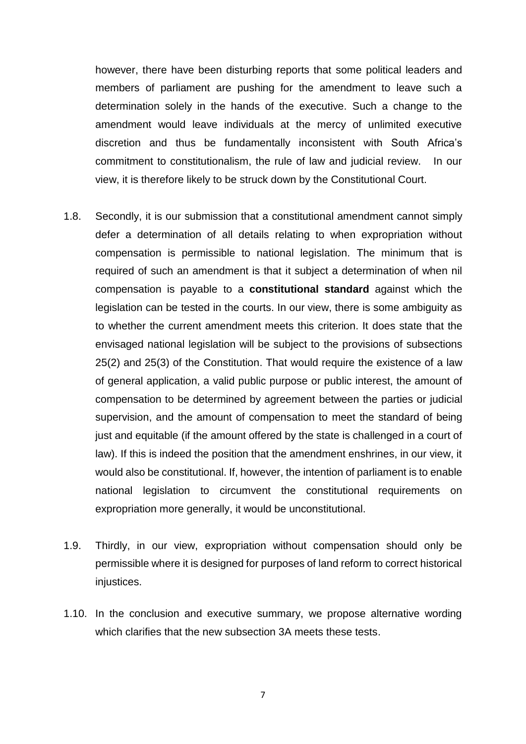however, there have been disturbing reports that some political leaders and members of parliament are pushing for the amendment to leave such a determination solely in the hands of the executive. Such a change to the amendment would leave individuals at the mercy of unlimited executive discretion and thus be fundamentally inconsistent with South Africa's commitment to constitutionalism, the rule of law and judicial review. In our view, it is therefore likely to be struck down by the Constitutional Court.

1.8. Secondly, it is our submission that a constitutional amendment cannot simply defer a determination of all details relating to when expropriation without compensation is permissible to national legislation. The minimum that is required of such an amendment is that it subject a determination of when nil compensation is payable to a **constitutional standard** against which the legislation can be tested in the courts. In our view, there is some ambiguity as to whether the current amendment meets this criterion. It does state that the envisaged national legislation will be subject to the provisions of subsections 25(2) and 25(3) of the Constitution. That would require the existence of a law of general application, a valid public purpose or public interest, the amount of compensation to be determined by agreement between the parties or judicial supervision, and the amount of compensation to meet the standard of being just and equitable (if the amount offered by the state is challenged in a court of law). If this is indeed the position that the amendment enshrines, in our view, it would also be constitutional. If, however, the intention of parliament is to enable national legislation to circumvent the constitutional requirements on expropriation more generally, it would be unconstitutional.

1.9. Thirdly, in our view, expropriation without compensation should only be permissible where it is designed for purposes of land reform to correct historical injustices.

1.10. In the conclusion and executive summary, we propose alternative wording which clarifies that the new subsection 3A meets these tests.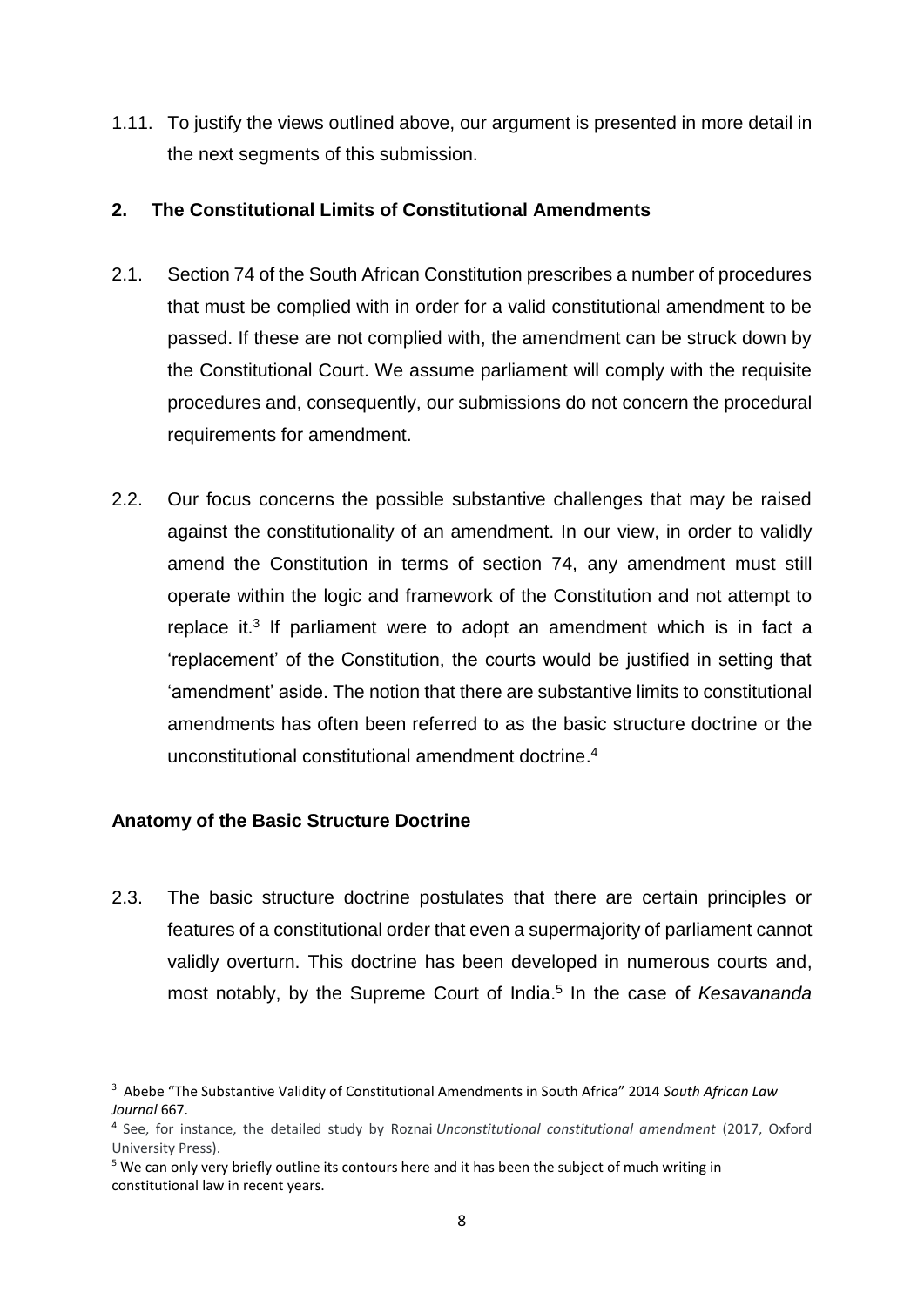1.11. To justify the views outlined above, our argument is presented in more detail in the next segments of this submission.

## 2. The Constitutional Limits of Constitutional Amendments

2.1. Section 74 of the South African Constitution prescribes a number of procedures that must be complied with in order for a valid constitutional amendment to be passed. If these are not complied with, the amendment can be struck down by the Constitutional Court. We assume parliament will comply with the requisite procedures and, consequently, our submissions do not concern the procedural requirements for amendment.

2.2. Our focus concerns the possible substantive challenges that may be raised against the constitutionality of an amendment. In our view, in order to validly amend the Constitution in terms of section 74, any amendment must still operate within the logic and framework of the Constitution and not attempt to replace it.[3] If parliament were to adopt an amendment which is in fact a 'replacement' of the Constitution, the courts would be justified in setting that 'amendment' aside. The notion that there are substantive limits to constitutional amendments has often been referred to as the basic structure doctrine or the unconstitutional constitutional amendment doctrine.[4]

### Anatomy of the Basic Structure Doctrine

2.3. The basic structure doctrine postulates that there are certain principles or features of a constitutional order that even a supermajority of parliament cannot validly overturn. This doctrine has been developed in numerous courts and, most notably, by the Supreme Court of India.[5] In the case of *Kesavananda*

---

[3] Abebe "The Substantive Validity of Constitutional Amendments in South Africa" 2014 *South African Law Journal* 667.

[4] See, for instance, the detailed study by Roznai *Unconstitutional constitutional amendment* (2017, Oxford University Press).

[5] We can only very briefly outline its contours here and it has been the subject of much writing in constitutional law in recent years.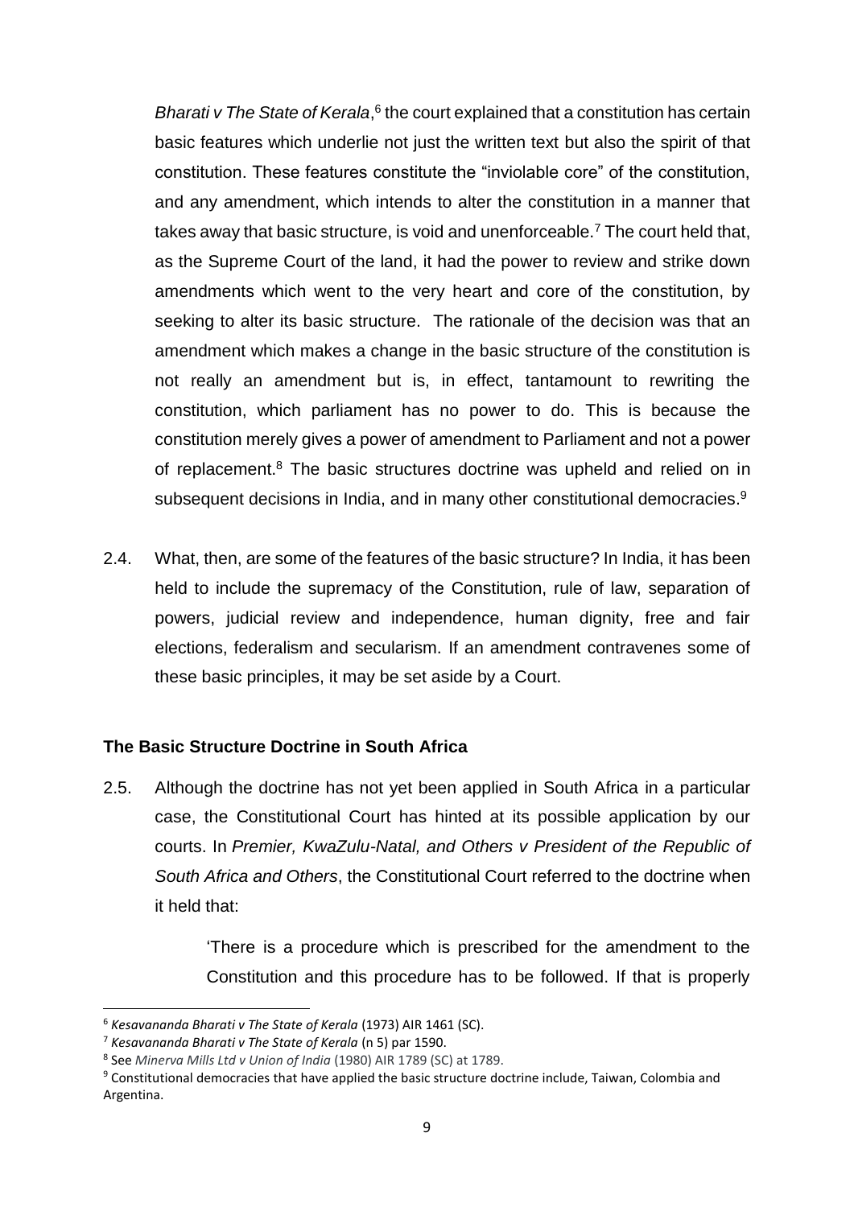*Bharati v The State of Kerala*,[6] the court explained that a constitution has certain basic features which underlie not just the written text but also the spirit of that constitution. These features constitute the "inviolable core" of the constitution, and any amendment, which intends to alter the constitution in a manner that takes away that basic structure, is void and unenforceable.[7] The court held that, as the Supreme Court of the land, it had the power to review and strike down amendments which went to the very heart and core of the constitution, by seeking to alter its basic structure. The rationale of the decision was that an amendment which makes a change in the basic structure of the constitution is not really an amendment but is, in effect, tantamount to rewriting the constitution, which parliament has no power to do. This is because the constitution merely gives a power of amendment to Parliament and not a power of replacement.[8] The basic structures doctrine was upheld and relied on in subsequent decisions in India, and in many other constitutional democracies.[9]

2.4. What, then, are some of the features of the basic structure? In India, it has been held to include the supremacy of the Constitution, rule of law, separation of powers, judicial review and independence, human dignity, free and fair elections, federalism and secularism. If an amendment contravenes some of these basic principles, it may be set aside by a Court.

**The Basic Structure Doctrine in South Africa**

2.5. Although the doctrine has not yet been applied in South Africa in a particular case, the Constitutional Court has hinted at its possible application by our courts. In *Premier, KwaZulu-Natal, and Others v President of the Republic of South Africa and Others*, the Constitutional Court referred to the doctrine when it held that:

> 'There is a procedure which is prescribed for the amendment to the Constitution and this procedure has to be followed. If that is properly

---

[6] *Kesavananda Bharati v The State of Kerala* (1973) AIR 1461 (SC).

[7] *Kesavananda Bharati v The State of Kerala* (n 5) par 1590.

[8] See *Minerva Mills Ltd v Union of India* (1980) AIR 1789 (SC) at 1789.

[9] Constitutional democracies that have applied the basic structure doctrine include, Taiwan, Colombia and Argentina.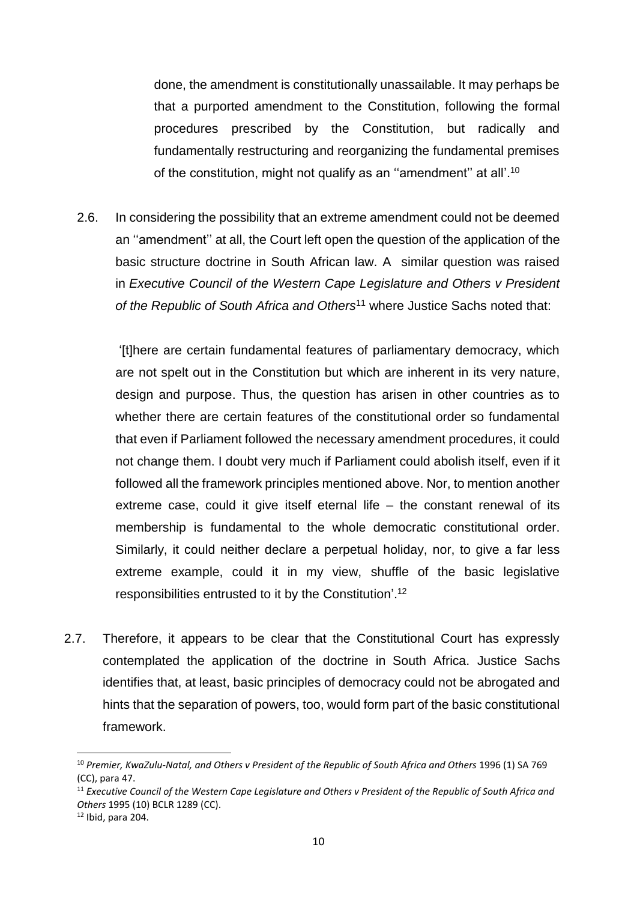done, the amendment is constitutionally unassailable. It may perhaps be that a purported amendment to the Constitution, following the formal procedures prescribed by the Constitution, but radically and fundamentally restructuring and reorganizing the fundamental premises of the constitution, might not qualify as an ''amendment'' at all'.[10]

2.6. In considering the possibility that an extreme amendment could not be deemed an ''amendment'' at all, the Court left open the question of the application of the basic structure doctrine in South African law. A similar question was raised in *Executive Council of the Western Cape Legislature and Others v President of the Republic of South Africa and Others*[11] where Justice Sachs noted that:

> '[t]here are certain fundamental features of parliamentary democracy, which are not spelt out in the Constitution but which are inherent in its very nature, design and purpose. Thus, the question has arisen in other countries as to whether there are certain features of the constitutional order so fundamental that even if Parliament followed the necessary amendment procedures, it could not change them. I doubt very much if Parliament could abolish itself, even if it followed all the framework principles mentioned above. Nor, to mention another extreme case, could it give itself eternal life – the constant renewal of its membership is fundamental to the whole democratic constitutional order. Similarly, it could neither declare a perpetual holiday, nor, to give a far less extreme example, could it in my view, shuffle of the basic legislative responsibilities entrusted to it by the Constitution'.[12]

2.7. Therefore, it appears to be clear that the Constitutional Court has expressly contemplated the application of the doctrine in South Africa. Justice Sachs identifies that, at least, basic principles of democracy could not be abrogated and hints that the separation of powers, too, would form part of the basic constitutional framework.

---

[10] *Premier, KwaZulu-Natal, and Others v President of the Republic of South Africa and Others* 1996 (1) SA 769 (CC), para 47.

[11] *Executive Council of the Western Cape Legislature and Others v President of the Republic of South Africa and Others* 1995 (10) BCLR 1289 (CC).

[12] Ibid, para 204.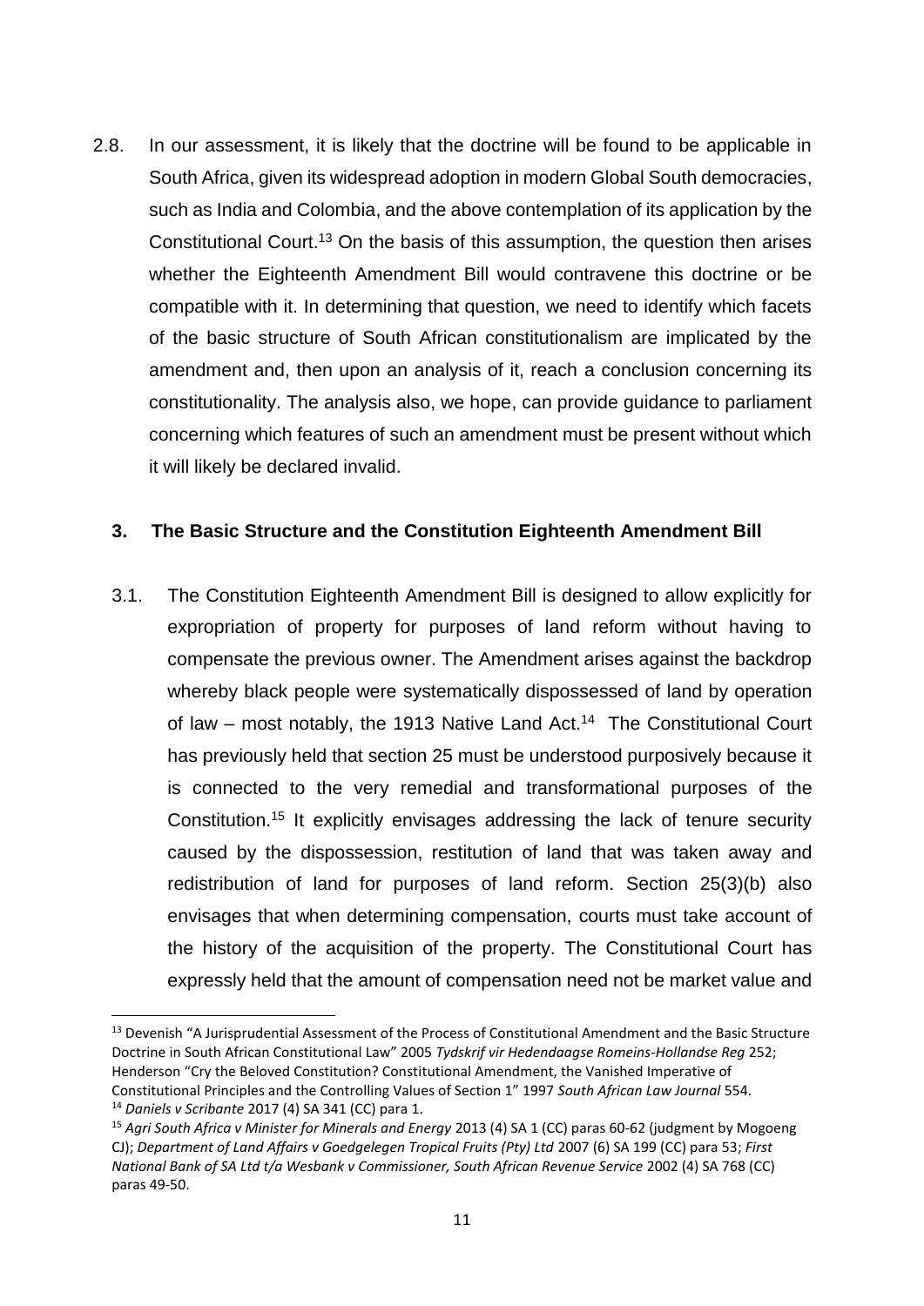2.8. In our assessment, it is likely that the doctrine will be found to be applicable in South Africa, given its widespread adoption in modern Global South democracies, such as India and Colombia, and the above contemplation of its application by the Constitutional Court.[13] On the basis of this assumption, the question then arises whether the Eighteenth Amendment Bill would contravene this doctrine or be compatible with it. In determining that question, we need to identify which facets of the basic structure of South African constitutionalism are implicated by the amendment and, then upon an analysis of it, reach a conclusion concerning its constitutionality. The analysis also, we hope, can provide guidance to parliament concerning which features of such an amendment must be present without which it will likely be declared invalid.

## 3. The Basic Structure and the Constitution Eighteenth Amendment Bill

3.1. The Constitution Eighteenth Amendment Bill is designed to allow explicitly for expropriation of property for purposes of land reform without having to compensate the previous owner. The Amendment arises against the backdrop whereby black people were systematically dispossessed of land by operation of law – most notably, the 1913 Native Land Act.[14] The Constitutional Court has previously held that section 25 must be understood purposively because it is connected to the very remedial and transformational purposes of the Constitution.[15] It explicitly envisages addressing the lack of tenure security caused by the dispossession, restitution of land that was taken away and redistribution of land for purposes of land reform. Section 25(3)(b) also envisages that when determining compensation, courts must take account of the history of the acquisition of the property. The Constitutional Court has expressly held that the amount of compensation need not be market value and

---

[13] Devenish "A Jurisprudential Assessment of the Process of Constitutional Amendment and the Basic Structure Doctrine in South African Constitutional Law" 2005 *Tydskrif vir Hedendaagse Romeins-Hollandse Reg* 252; Henderson "Cry the Beloved Constitution? Constitutional Amendment, the Vanished Imperative of Constitutional Principles and the Controlling Values of Section 1" 1997 *South African Law Journal* 554.

[14] *Daniels v Scribante* 2017 (4) SA 341 (CC) para 1.

[15] *Agri South Africa v Minister for Minerals and Energy* 2013 (4) SA 1 (CC) paras 60-62 (judgment by Mogoeng CJ); *Department of Land Affairs v Goedgelegen Tropical Fruits (Pty) Ltd* 2007 (6) SA 199 (CC) para 53; *First National Bank of SA Ltd t/a Wesbank v Commissioner, South African Revenue Service* 2002 (4) SA 768 (CC) paras 49-50.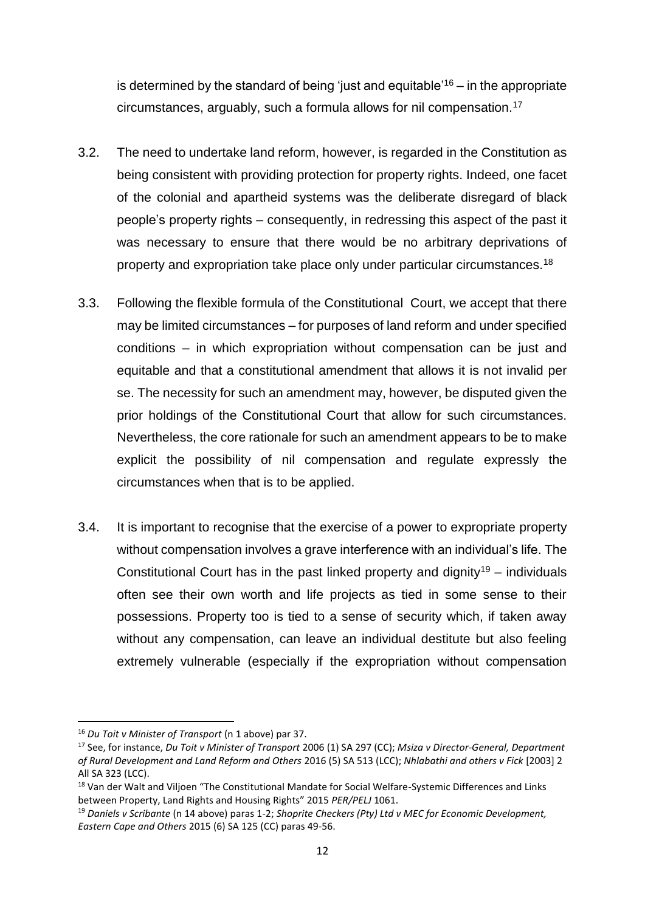is determined by the standard of being 'just and equitable'[16] – in the appropriate circumstances, arguably, such a formula allows for nil compensation.[17]

3.2. The need to undertake land reform, however, is regarded in the Constitution as being consistent with providing protection for property rights. Indeed, one facet of the colonial and apartheid systems was the deliberate disregard of black people's property rights – consequently, in redressing this aspect of the past it was necessary to ensure that there would be no arbitrary deprivations of property and expropriation take place only under particular circumstances.[18]

3.3. Following the flexible formula of the Constitutional Court, we accept that there may be limited circumstances – for purposes of land reform and under specified conditions – in which expropriation without compensation can be just and equitable and that a constitutional amendment that allows it is not invalid per se. The necessity for such an amendment may, however, be disputed given the prior holdings of the Constitutional Court that allow for such circumstances. Nevertheless, the core rationale for such an amendment appears to be to make explicit the possibility of nil compensation and regulate expressly the circumstances when that is to be applied.

3.4. It is important to recognise that the exercise of a power to expropriate property without compensation involves a grave interference with an individual's life. The Constitutional Court has in the past linked property and dignity[19] – individuals often see their own worth and life projects as tied in some sense to their possessions. Property too is tied to a sense of security which, if taken away without any compensation, can leave an individual destitute but also feeling extremely vulnerable (especially if the expropriation without compensation

---

[16] *Du Toit v Minister of Transport* (n 1 above) par 37.

[17] See, for instance, *Du Toit v Minister of Transport* 2006 (1) SA 297 (CC); *Msiza v Director-General, Department of Rural Development and Land Reform and Others* 2016 (5) SA 513 (LCC); *Nhlabathi and others v Fick* [2003] 2 All SA 323 (LCC).

[18] Van der Walt and Viljoen "The Constitutional Mandate for Social Welfare-Systemic Differences and Links between Property, Land Rights and Housing Rights" 2015 *PER/PELJ* 1061.

[19] *Daniels v Scribante* (n 14 above) paras 1-2; *Shoprite Checkers (Pty) Ltd v MEC for Economic Development, Eastern Cape and Others* 2015 (6) SA 125 (CC) paras 49-56.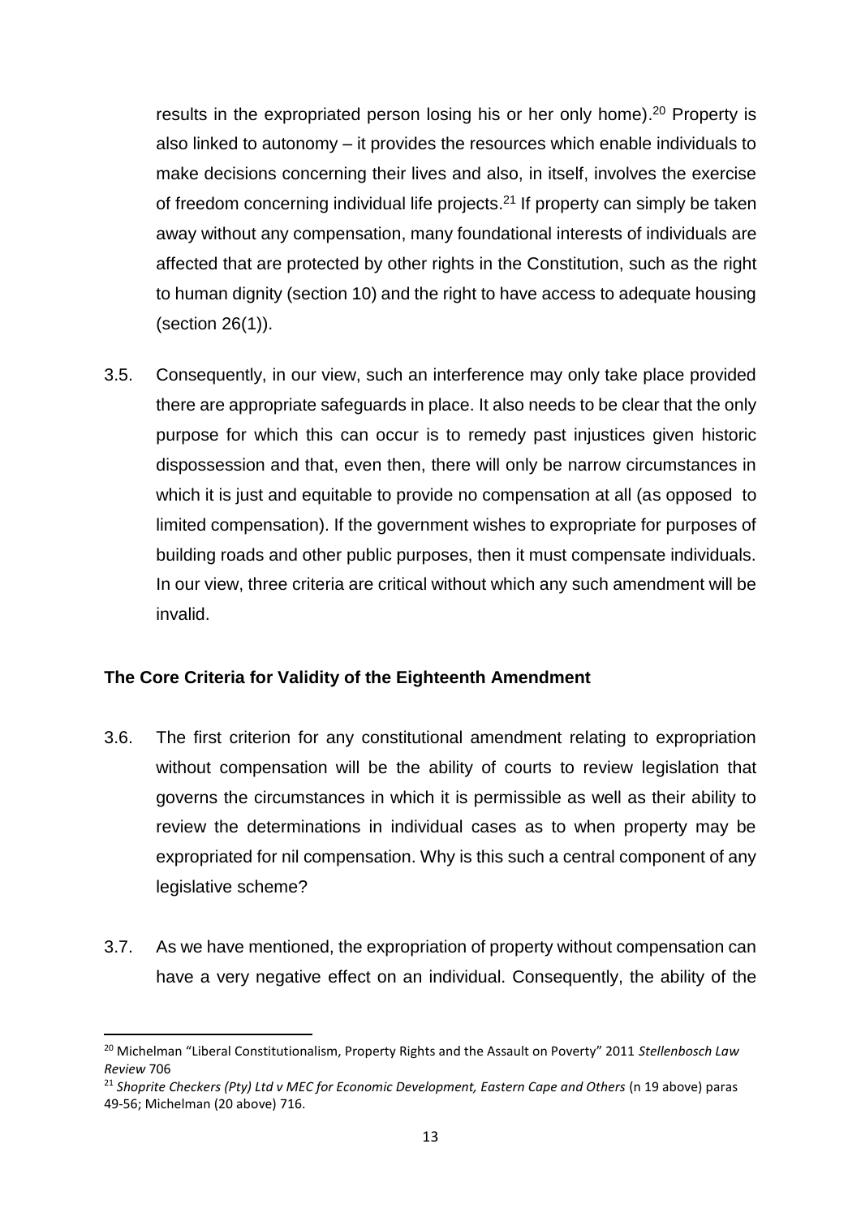results in the expropriated person losing his or her only home).[20] Property is also linked to autonomy – it provides the resources which enable individuals to make decisions concerning their lives and also, in itself, involves the exercise of freedom concerning individual life projects.[21] If property can simply be taken away without any compensation, many foundational interests of individuals are affected that are protected by other rights in the Constitution, such as the right to human dignity (section 10) and the right to have access to adequate housing (section 26(1)).

3.5. Consequently, in our view, such an interference may only take place provided there are appropriate safeguards in place. It also needs to be clear that the only purpose for which this can occur is to remedy past injustices given historic dispossession and that, even then, there will only be narrow circumstances in which it is just and equitable to provide no compensation at all (as opposed to limited compensation). If the government wishes to expropriate for purposes of building roads and other public purposes, then it must compensate individuals. In our view, three criteria are critical without which any such amendment will be invalid.

**The Core Criteria for Validity of the Eighteenth Amendment**

3.6. The first criterion for any constitutional amendment relating to expropriation without compensation will be the ability of courts to review legislation that governs the circumstances in which it is permissible as well as their ability to review the determinations in individual cases as to when property may be expropriated for nil compensation. Why is this such a central component of any legislative scheme?

3.7. As we have mentioned, the expropriation of property without compensation can have a very negative effect on an individual. Consequently, the ability of the

---

[20] Michelman "Liberal Constitutionalism, Property Rights and the Assault on Poverty" 2011 *Stellenbosch Law Review* 706

[21] *Shoprite Checkers (Pty) Ltd v MEC for Economic Development, Eastern Cape and Others* (n 19 above) paras 49-56; Michelman (20 above) 716.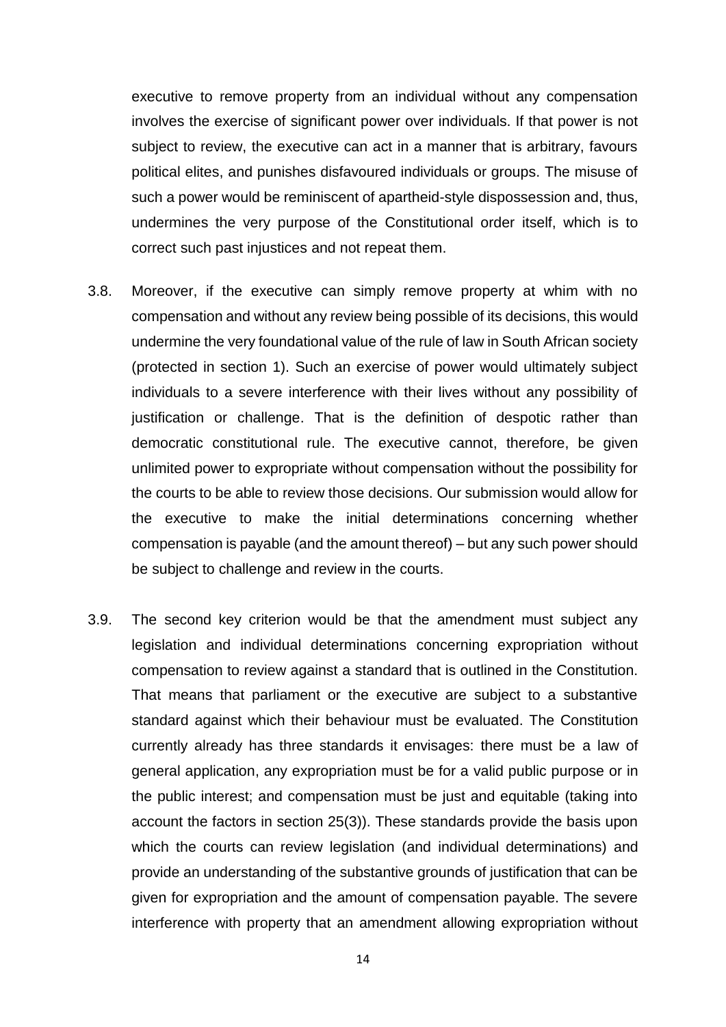executive to remove property from an individual without any compensation involves the exercise of significant power over individuals. If that power is not subject to review, the executive can act in a manner that is arbitrary, favours political elites, and punishes disfavoured individuals or groups. The misuse of such a power would be reminiscent of apartheid-style dispossession and, thus, undermines the very purpose of the Constitutional order itself, which is to correct such past injustices and not repeat them.

3.8. Moreover, if the executive can simply remove property at whim with no compensation and without any review being possible of its decisions, this would undermine the very foundational value of the rule of law in South African society (protected in section 1). Such an exercise of power would ultimately subject individuals to a severe interference with their lives without any possibility of justification or challenge. That is the definition of despotic rather than democratic constitutional rule. The executive cannot, therefore, be given unlimited power to expropriate without compensation without the possibility for the courts to be able to review those decisions. Our submission would allow for the executive to make the initial determinations concerning whether compensation is payable (and the amount thereof) – but any such power should be subject to challenge and review in the courts.

3.9. The second key criterion would be that the amendment must subject any legislation and individual determinations concerning expropriation without compensation to review against a standard that is outlined in the Constitution. That means that parliament or the executive are subject to a substantive standard against which their behaviour must be evaluated. The Constitution currently already has three standards it envisages: there must be a law of general application, any expropriation must be for a valid public purpose or in the public interest; and compensation must be just and equitable (taking into account the factors in section 25(3)). These standards provide the basis upon which the courts can review legislation (and individual determinations) and provide an understanding of the substantive grounds of justification that can be given for expropriation and the amount of compensation payable. The severe interference with property that an amendment allowing expropriation without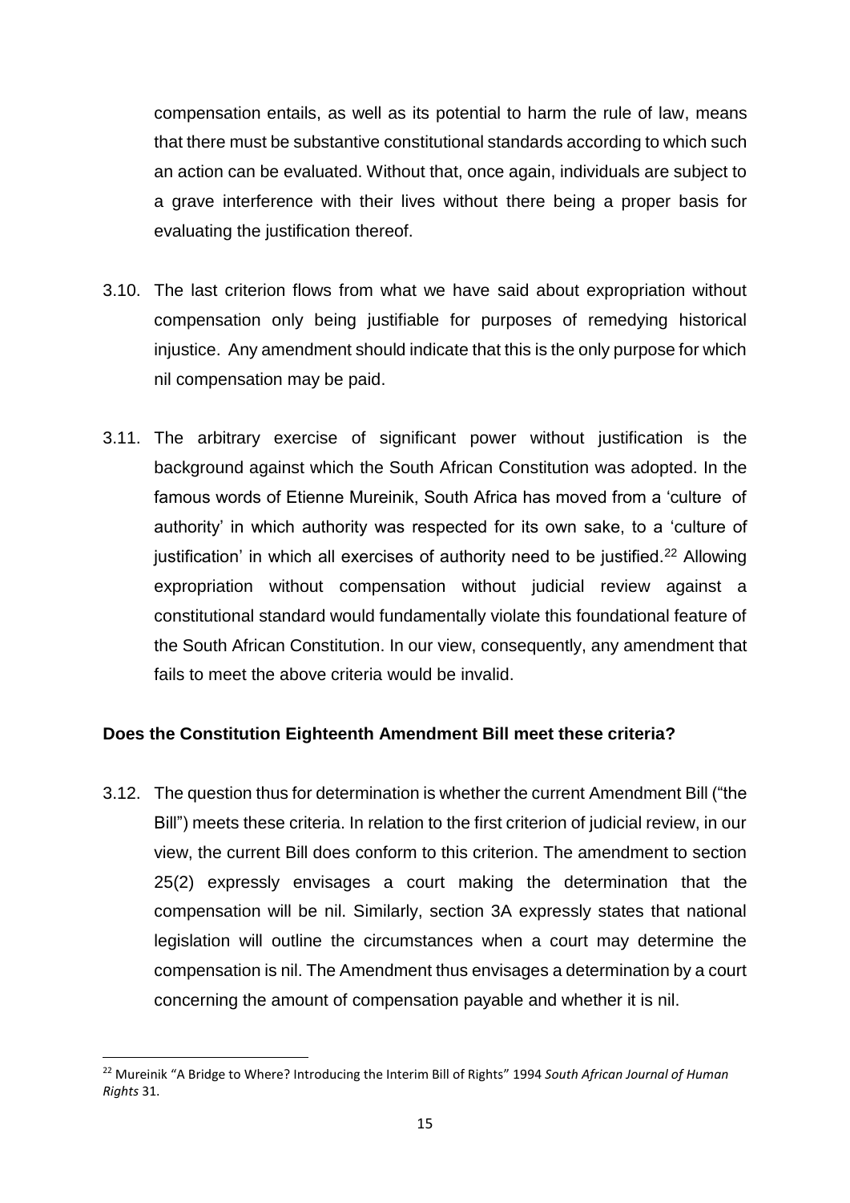compensation entails, as well as its potential to harm the rule of law, means that there must be substantive constitutional standards according to which such an action can be evaluated. Without that, once again, individuals are subject to a grave interference with their lives without there being a proper basis for evaluating the justification thereof.

3.10. The last criterion flows from what we have said about expropriation without compensation only being justifiable for purposes of remedying historical injustice. Any amendment should indicate that this is the only purpose for which nil compensation may be paid.

3.11. The arbitrary exercise of significant power without justification is the background against which the South African Constitution was adopted. In the famous words of Etienne Mureinik, South Africa has moved from a 'culture of authority' in which authority was respected for its own sake, to a 'culture of justification' in which all exercises of authority need to be justified.[22] Allowing expropriation without compensation without judicial review against a constitutional standard would fundamentally violate this foundational feature of the South African Constitution. In our view, consequently, any amendment that fails to meet the above criteria would be invalid.

**Does the Constitution Eighteenth Amendment Bill meet these criteria?**

3.12. The question thus for determination is whether the current Amendment Bill ("the Bill") meets these criteria. In relation to the first criterion of judicial review, in our view, the current Bill does conform to this criterion. The amendment to section 25(2) expressly envisages a court making the determination that the compensation will be nil. Similarly, section 3A expressly states that national legislation will outline the circumstances when a court may determine the compensation is nil. The Amendment thus envisages a determination by a court concerning the amount of compensation payable and whether it is nil.

---

[22] Mureinik "A Bridge to Where? Introducing the Interim Bill of Rights" 1994 *South African Journal of Human Rights* 31.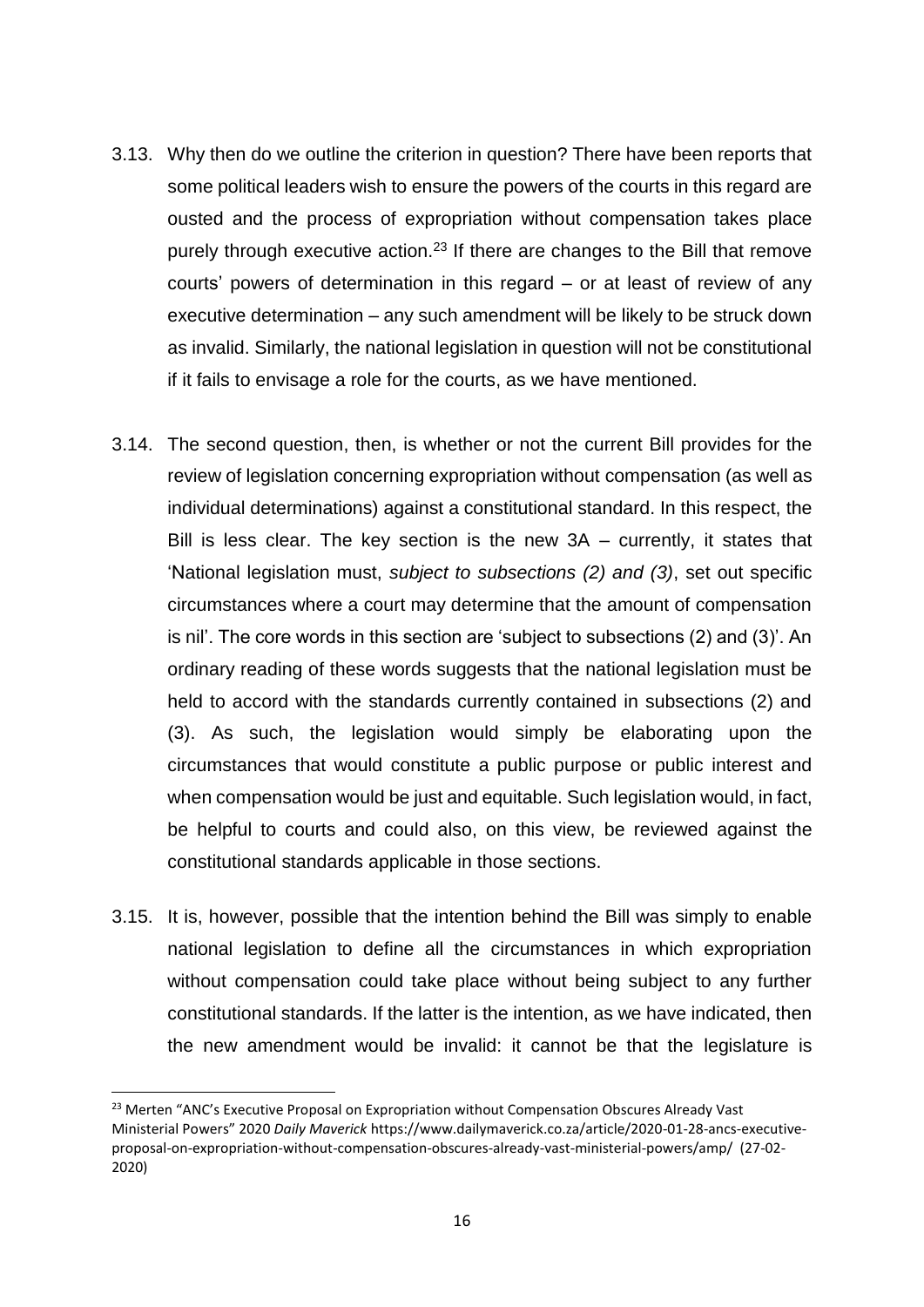3.13. Why then do we outline the criterion in question? There have been reports that some political leaders wish to ensure the powers of the courts in this regard are ousted and the process of expropriation without compensation takes place purely through executive action.[23] If there are changes to the Bill that remove courts' powers of determination in this regard – or at least of review of any executive determination – any such amendment will be likely to be struck down as invalid. Similarly, the national legislation in question will not be constitutional if it fails to envisage a role for the courts, as we have mentioned.

3.14. The second question, then, is whether or not the current Bill provides for the review of legislation concerning expropriation without compensation (as well as individual determinations) against a constitutional standard. In this respect, the Bill is less clear. The key section is the new 3A – currently, it states that 'National legislation must, *subject to subsections (2) and (3)*, set out specific circumstances where a court may determine that the amount of compensation is nil'. The core words in this section are 'subject to subsections (2) and (3)'. An ordinary reading of these words suggests that the national legislation must be held to accord with the standards currently contained in subsections (2) and (3). As such, the legislation would simply be elaborating upon the circumstances that would constitute a public purpose or public interest and when compensation would be just and equitable. Such legislation would, in fact, be helpful to courts and could also, on this view, be reviewed against the constitutional standards applicable in those sections.

3.15. It is, however, possible that the intention behind the Bill was simply to enable national legislation to define all the circumstances in which expropriation without compensation could take place without being subject to any further constitutional standards. If the latter is the intention, as we have indicated, then the new amendment would be invalid: it cannot be that the legislature is

[23] Merten "ANC's Executive Proposal on Expropriation without Compensation Obscures Already Vast Ministerial Powers" 2020 *Daily Maverick* https://www.dailymaverick.co.za/article/2020-01-28-ancs-executive-proposal-on-expropriation-without-compensation-obscures-already-vast-ministerial-powers/amp/ (27-02-2020)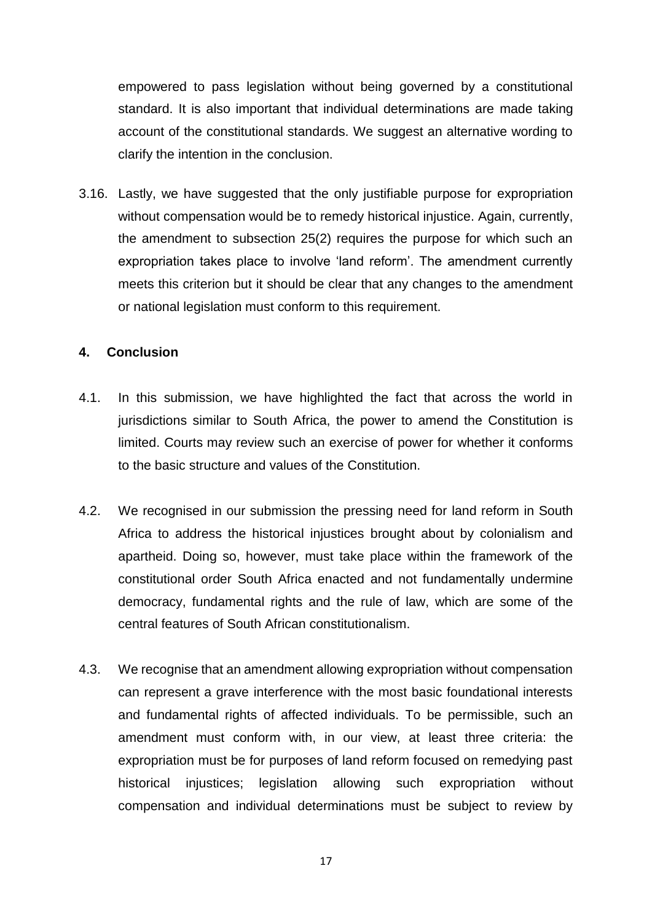empowered to pass legislation without being governed by a constitutional standard. It is also important that individual determinations are made taking account of the constitutional standards. We suggest an alternative wording to clarify the intention in the conclusion.

3.16. Lastly, we have suggested that the only justifiable purpose for expropriation without compensation would be to remedy historical injustice. Again, currently, the amendment to subsection 25(2) requires the purpose for which such an expropriation takes place to involve 'land reform'. The amendment currently meets this criterion but it should be clear that any changes to the amendment or national legislation must conform to this requirement.

## 4. Conclusion

4.1. In this submission, we have highlighted the fact that across the world in jurisdictions similar to South Africa, the power to amend the Constitution is limited. Courts may review such an exercise of power for whether it conforms to the basic structure and values of the Constitution.

4.2. We recognised in our submission the pressing need for land reform in South Africa to address the historical injustices brought about by colonialism and apartheid. Doing so, however, must take place within the framework of the constitutional order South Africa enacted and not fundamentally undermine democracy, fundamental rights and the rule of law, which are some of the central features of South African constitutionalism.

4.3. We recognise that an amendment allowing expropriation without compensation can represent a grave interference with the most basic foundational interests and fundamental rights of affected individuals. To be permissible, such an amendment must conform with, in our view, at least three criteria: the expropriation must be for purposes of land reform focused on remedying past historical injustices; legislation allowing such expropriation without compensation and individual determinations must be subject to review by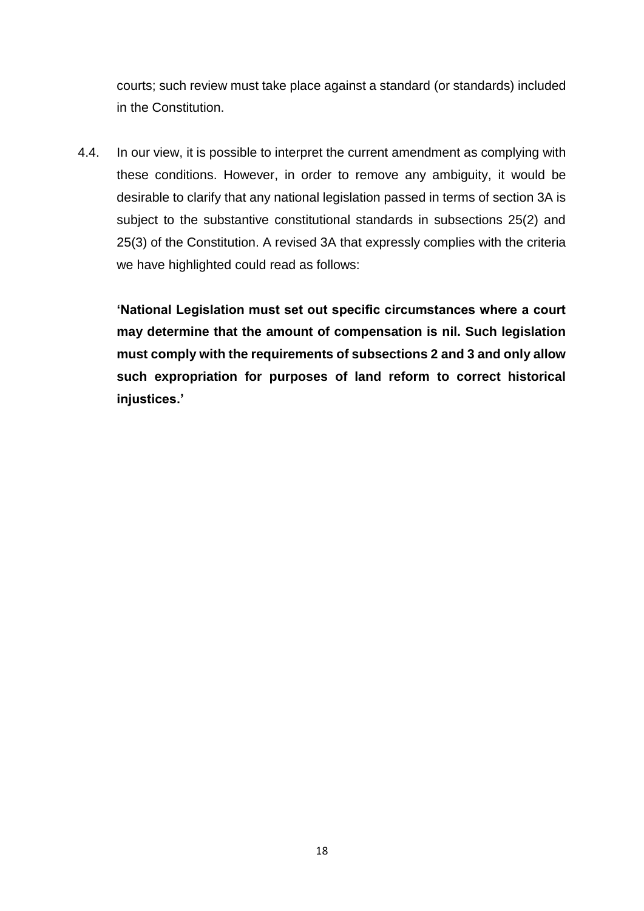courts; such review must take place against a standard (or standards) included in the Constitution.

4.4. In our view, it is possible to interpret the current amendment as complying with these conditions. However, in order to remove any ambiguity, it would be desirable to clarify that any national legislation passed in terms of section 3A is subject to the substantive constitutional standards in subsections 25(2) and 25(3) of the Constitution. A revised 3A that expressly complies with the criteria we have highlighted could read as follows:

**'National Legislation must set out specific circumstances where a court may determine that the amount of compensation is nil. Such legislation must comply with the requirements of subsections 2 and 3 and only allow such expropriation for purposes of land reform to correct historical injustices.'**